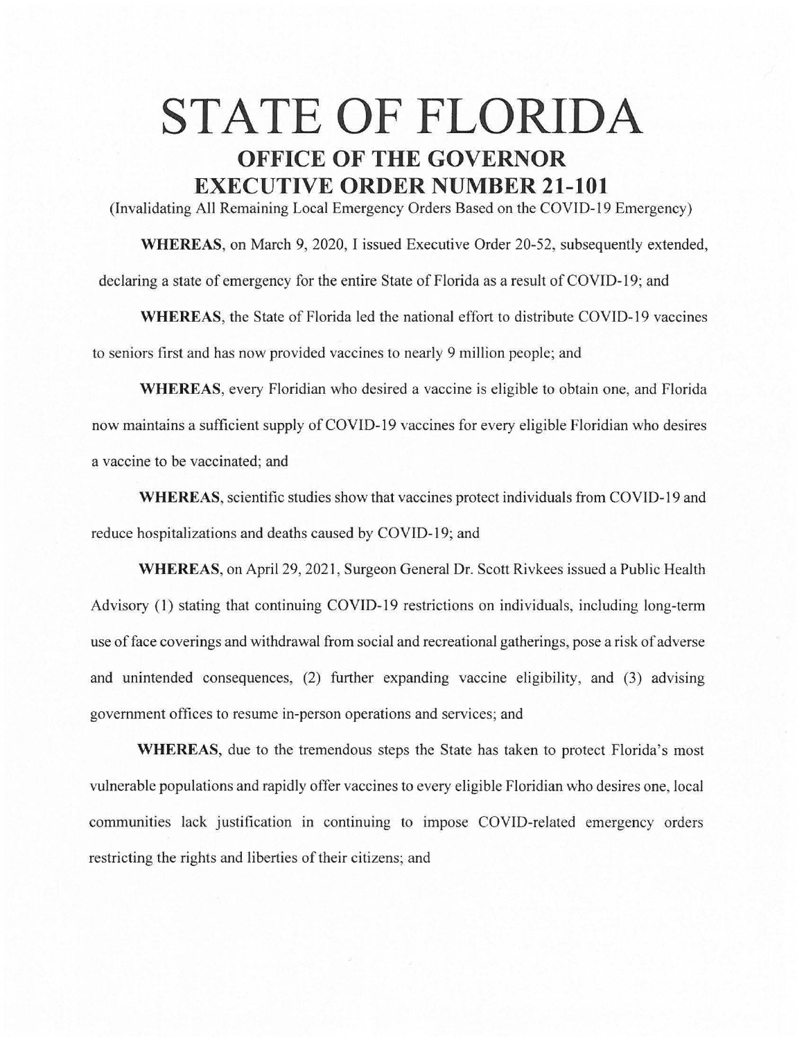# STATE OF FLORIDA

## OFFICE OF THE GOVERNOR
## EXECUTIVE ORDER NUMBER 21-101

(Invalidating All Remaining Local Emergency Orders Based on the COVID-19 Emergency)

**WHEREAS**, on March 9, 2020, I issued Executive Order 20-52, subsequently extended, declaring a state of emergency for the entire State of Florida as a result of COVID-19; and

**WHEREAS**, the State of Florida led the national effort to distribute COVID-19 vaccines to seniors first and has now provided vaccines to nearly 9 million people; and

**WHEREAS**, every Floridian who desired a vaccine is eligible to obtain one, and Florida now maintains a sufficient supply of COVID-19 vaccines for every eligible Floridian who desires a vaccine to be vaccinated; and

**WHEREAS**, scientific studies show that vaccines protect individuals from COVID-19 and reduce hospitalizations and deaths caused by COVID-19; and

**WHEREAS**, on April 29, 2021, Surgeon General Dr. Scott Rivkees issued a Public Health Advisory (1) stating that continuing COVID-19 restrictions on individuals, including long-term use of face coverings and withdrawal from social and recreational gatherings, pose a risk of adverse and unintended consequences, (2) further expanding vaccine eligibility, and (3) advising government offices to resume in-person operations and services; and

**WHEREAS**, due to the tremendous steps the State has taken to protect Florida's most vulnerable populations and rapidly offer vaccines to every eligible Floridian who desires one, local communities lack justification in continuing to impose COVID-related emergency orders restricting the rights and liberties of their citizens; and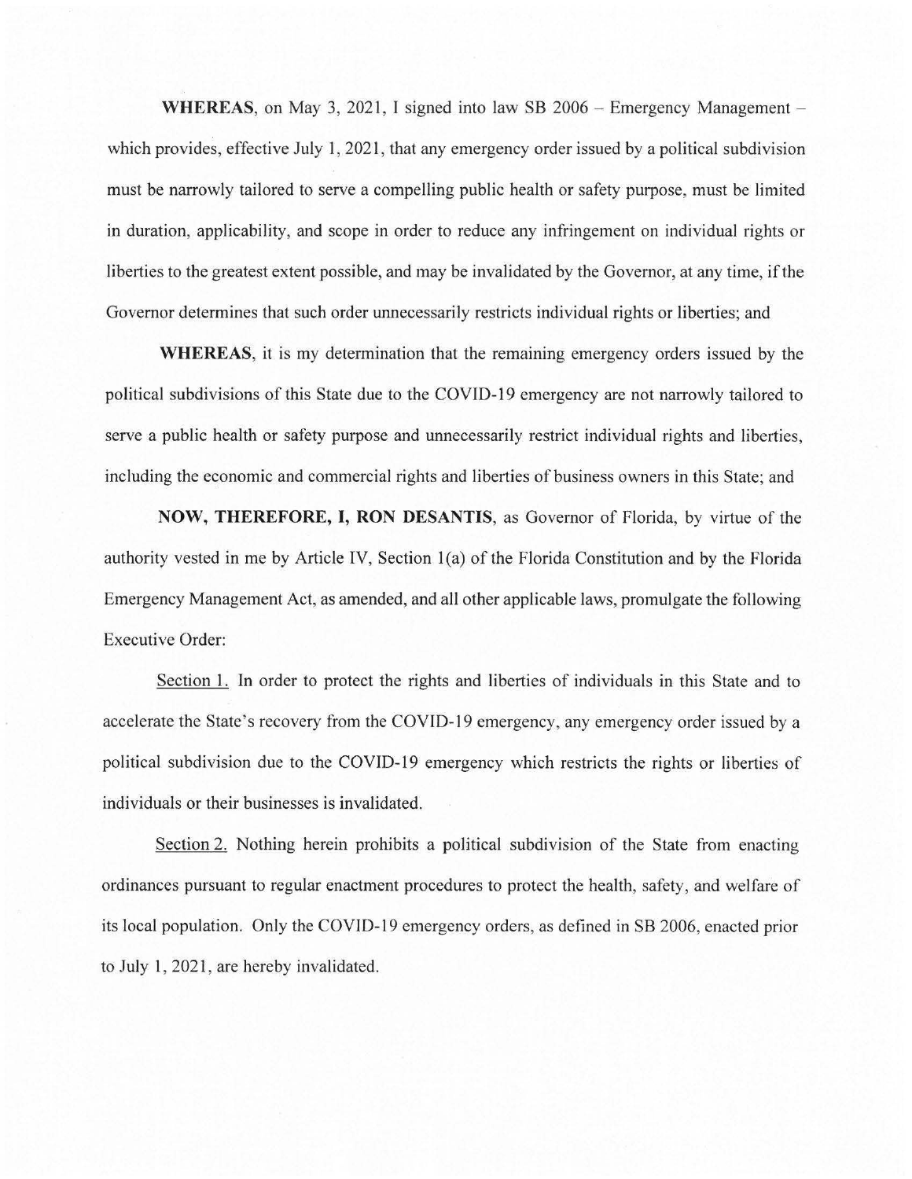**WHEREAS**, on May 3, 2021, I signed into law SB 2006 – Emergency Management – which provides, effective July 1, 2021, that any emergency order issued by a political subdivision must be narrowly tailored to serve a compelling public health or safety purpose, must be limited in duration, applicability, and scope in order to reduce any infringement on individual rights or liberties to the greatest extent possible, and may be invalidated by the Governor, at any time, if the Governor determines that such order unnecessarily restricts individual rights or liberties; and

**WHEREAS**, it is my determination that the remaining emergency orders issued by the political subdivisions of this State due to the COVID-19 emergency are not narrowly tailored to serve a public health or safety purpose and unnecessarily restrict individual rights and liberties, including the economic and commercial rights and liberties of business owners in this State; and

**NOW, THEREFORE, I, RON DESANTIS**, as Governor of Florida, by virtue of the authority vested in me by Article IV, Section 1(a) of the Florida Constitution and by the Florida Emergency Management Act, as amended, and all other applicable laws, promulgate the following Executive Order:

Section 1. In order to protect the rights and liberties of individuals in this State and to accelerate the State's recovery from the COVID-19 emergency, any emergency order issued by a political subdivision due to the COVID-19 emergency which restricts the rights or liberties of individuals or their businesses is invalidated.

Section 2. Nothing herein prohibits a political subdivision of the State from enacting ordinances pursuant to regular enactment procedures to protect the health, safety, and welfare of its local population. Only the COVID-19 emergency orders, as defined in SB 2006, enacted prior to July 1, 2021, are hereby invalidated.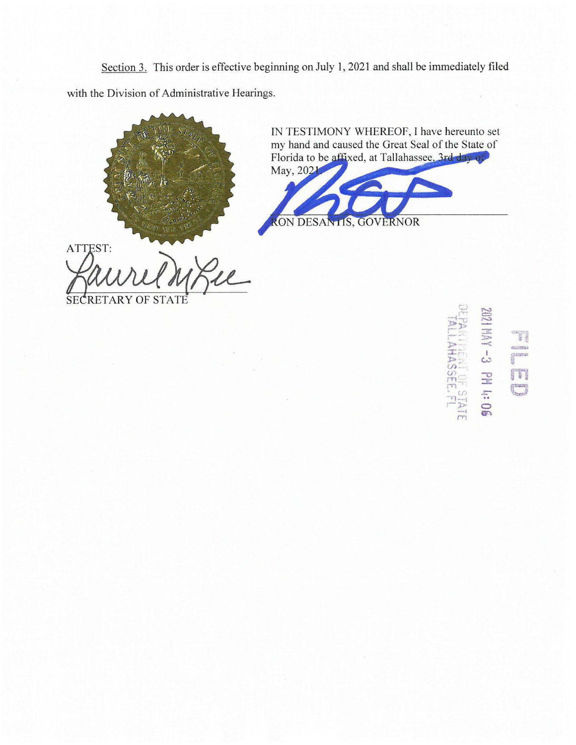Section 3. This order is effective beginning on July 1, 2021 and shall be immediately filed with the Division of Administrative Hearings.

IN TESTIMONY WHEREOF, I have hereunto set my hand and caused the Great Seal of the State of Florida to be affixed, at Tallahassee, 3rd day of May, 2021

RON DESANTIS, GOVERNOR

ATTEST:

SECRETARY OF STATE

FILED

2021 MAY -3 PM 4:06

DEPARTMENT OF STATE
TALLAHASSEE, FL